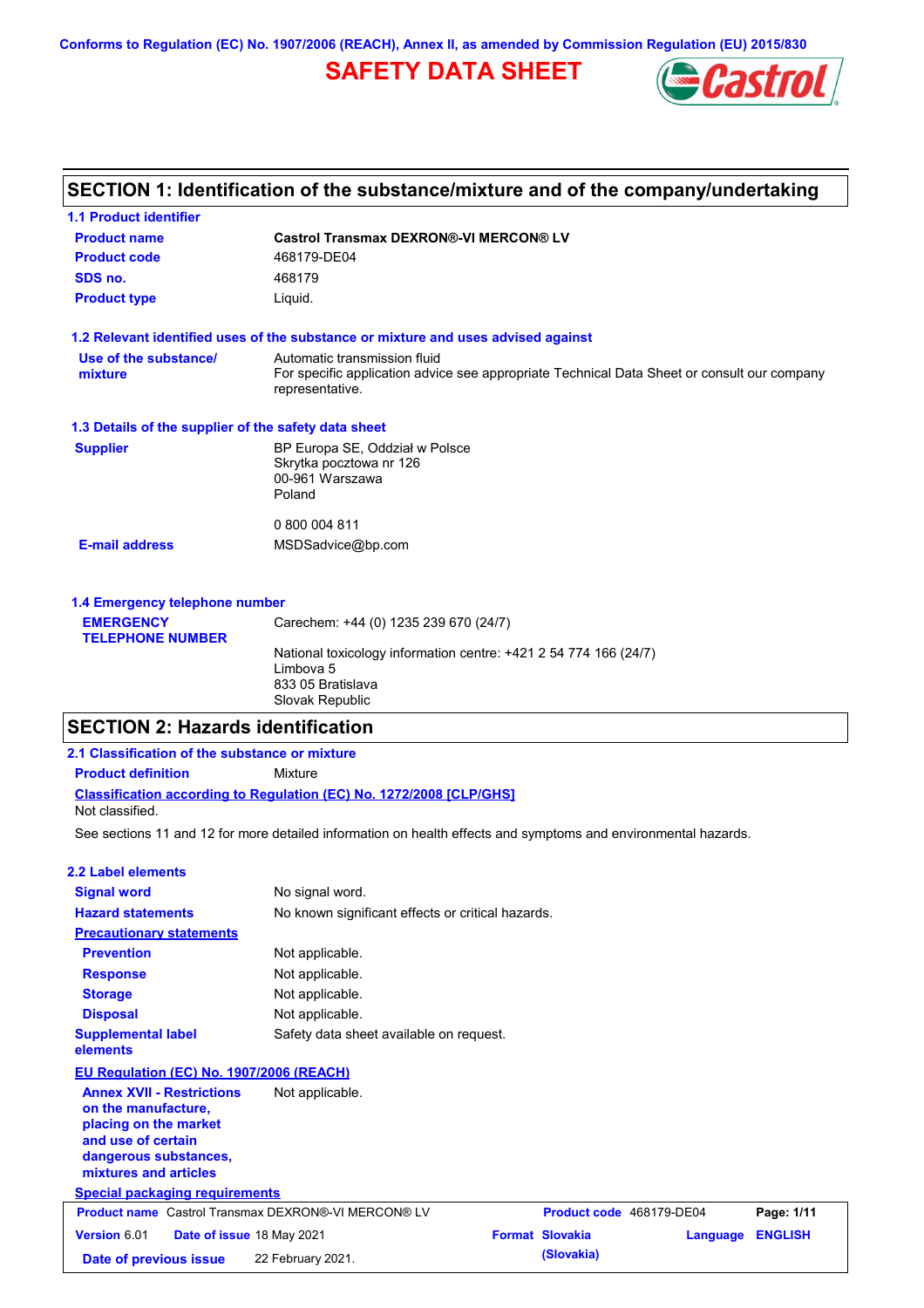Conforms to Regulation (EC) No. 1907/2006 (REACH), Annex II, as amended by Commission Regulation (EU) 2015/830

# SAFETY DATA SHEET

## SECTION 1: Identification of the substance/mixture and of the company/undertaking

### 1.1 Product identifier

| | |
|---|---|
| **Product name** | **Castrol Transmax DEXRON®-VI MERCON® LV** |
| **Product code** | 468179-DE04 |
| **SDS no.** | 468179 |
| **Product type** | Liquid. |

### 1.2 Relevant identified uses of the substance or mixture and uses advised against

| | |
|---|---|
| **Use of the substance/ mixture** | Automatic transmission fluid<br>For specific application advice see appropriate Technical Data Sheet or consult our company representative. |

### 1.3 Details of the supplier of the safety data sheet

| | |
|---|---|
| **Supplier** | BP Europa SE, Oddział w Polsce<br>Skrytka pocztowa nr 126<br>00-961 Warszawa<br>Poland<br><br>0 800 004 811 |
| **E-mail address** | MSDSadvice@bp.com |

### 1.4 Emergency telephone number

| | |
|---|---|
| **EMERGENCY TELEPHONE NUMBER** | Carechem: +44 (0) 1235 239 670 (24/7)<br><br>National toxicology information centre: +421 2 54 774 166 (24/7)<br>Limbova 5<br>833 05 Bratislava<br>Slovak Republic |

## SECTION 2: Hazards identification

### 2.1 Classification of the substance or mixture

**Product definition** Mixture

**Classification according to Regulation (EC) No. 1272/2008 [CLP/GHS]**

Not classified.

See sections 11 and 12 for more detailed information on health effects and symptoms and environmental hazards.

### 2.2 Label elements

| | |
|---|---|
| **Signal word** | No signal word. |
| **Hazard statements** | No known significant effects or critical hazards. |
| **Precautionary statements** | |
| **Prevention** | Not applicable. |
| **Response** | Not applicable. |
| **Storage** | Not applicable. |
| **Disposal** | Not applicable. |
| **Supplemental label elements** | Safety data sheet available on request. |

**EU Regulation (EC) No. 1907/2006 (REACH)**

| | |
|---|---|
| **Annex XVII - Restrictions on the manufacture, placing on the market and use of certain dangerous substances, mixtures and articles** | Not applicable. |

**Special packaging requirements**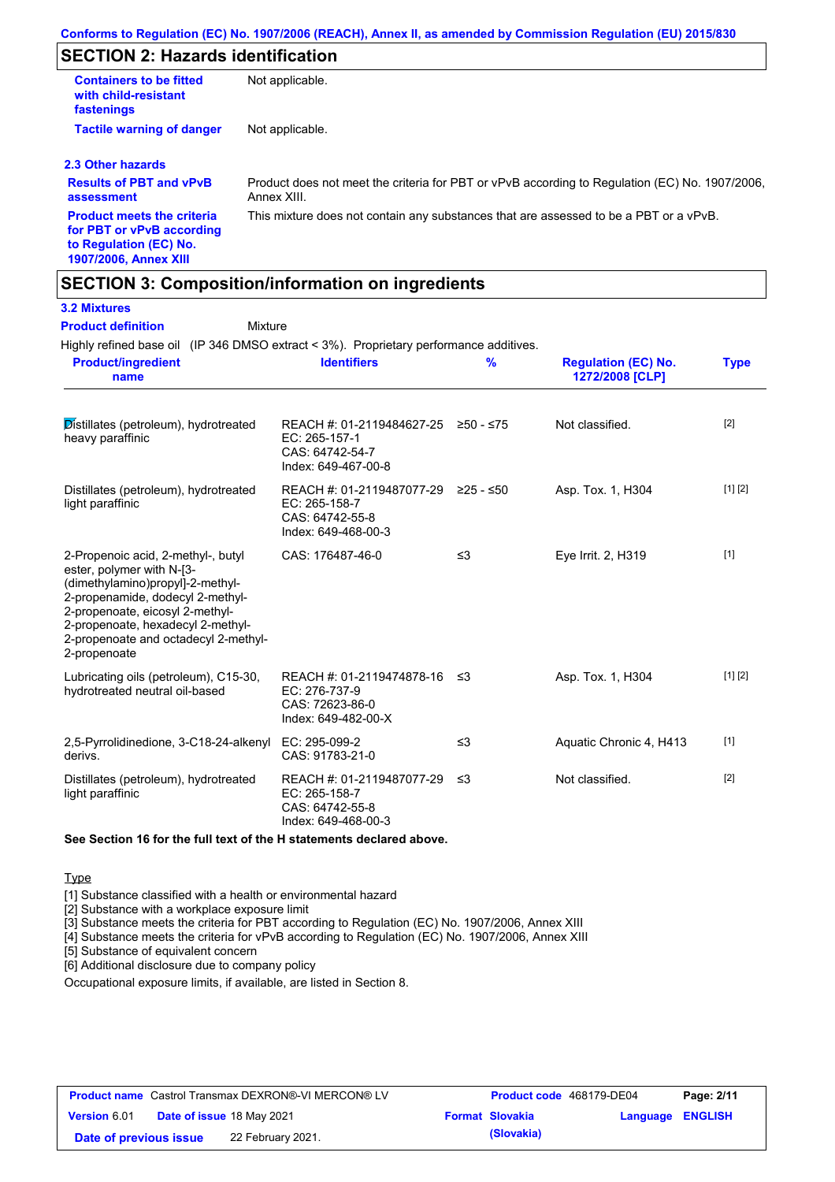## SECTION 2: Hazards identification

| | |
|---|---|
| **Containers to be fitted with child-resistant fastenings** | Not applicable. |
| **Tactile warning of danger** | Not applicable. |

### 2.3 Other hazards

| | |
|---|---|
| **Results of PBT and vPvB assessment** | Product does not meet the criteria for PBT or vPvB according to Regulation (EC) No. 1907/2006, Annex XIII. |
| **Product meets the criteria for PBT or vPvB according to Regulation (EC) No. 1907/2006, Annex XIII** | This mixture does not contain any substances that are assessed to be a PBT or a vPvB. |

## SECTION 3: Composition/information on ingredients

### 3.2 Mixtures

**Product definition** Mixture

Highly refined base oil (IP 346 DMSO extract < 3%). Proprietary performance additives.

| Product/ingredient name | Identifiers | % | Regulation (EC) No. 1272/2008 [CLP] | Type |
|---|---|---|---|---|
| Distillates (petroleum), hydrotreated heavy paraffinic | REACH #: 01-2119484627-25<br>EC: 265-157-1<br>CAS: 64742-54-7<br>Index: 649-467-00-8 | ≥50 - ≤75 | Not classified. | [2] |
| Distillates (petroleum), hydrotreated light paraffinic | REACH #: 01-2119487077-29<br>EC: 265-158-7<br>CAS: 64742-55-8<br>Index: 649-468-00-3 | ≥25 - ≤50 | Asp. Tox. 1, H304 | [1] [2] |
| 2-Propenoic acid, 2-methyl-, butyl ester, polymer with N-[3-(dimethylamino)propyl]-2-methyl-2-propenamide, dodecyl 2-methyl-2-propenoate, eicosyl 2-methyl-2-propenoate, hexadecyl 2-methyl-2-propenoate and octadecyl 2-methyl-2-propenoate | CAS: 176487-46-0 | ≤3 | Eye Irrit. 2, H319 | [1] |
| Lubricating oils (petroleum), C15-30, hydrotreated neutral oil-based | REACH #: 01-2119474878-16<br>EC: 276-737-9<br>CAS: 72623-86-0<br>Index: 649-482-00-X | ≤3 | Asp. Tox. 1, H304 | [1] [2] |
| 2,5-Pyrrolidinedione, 3-C18-24-alkenyl derivs. | EC: 295-099-2<br>CAS: 91783-21-0 | ≤3 | Aquatic Chronic 4, H413 | [1] |
| Distillates (petroleum), hydrotreated light paraffinic | REACH #: 01-2119487077-29<br>EC: 265-158-7<br>CAS: 64742-55-8<br>Index: 649-468-00-3 | ≤3 | Not classified. | [2] |

**See Section 16 for the full text of the H statements declared above.**

Type

[1] Substance classified with a health or environmental hazard
[2] Substance with a workplace exposure limit
[3] Substance meets the criteria for PBT according to Regulation (EC) No. 1907/2006, Annex XIII
[4] Substance meets the criteria for vPvB according to Regulation (EC) No. 1907/2006, Annex XIII
[5] Substance of equivalent concern
[6] Additional disclosure due to company policy

Occupational exposure limits, if available, are listed in Section 8.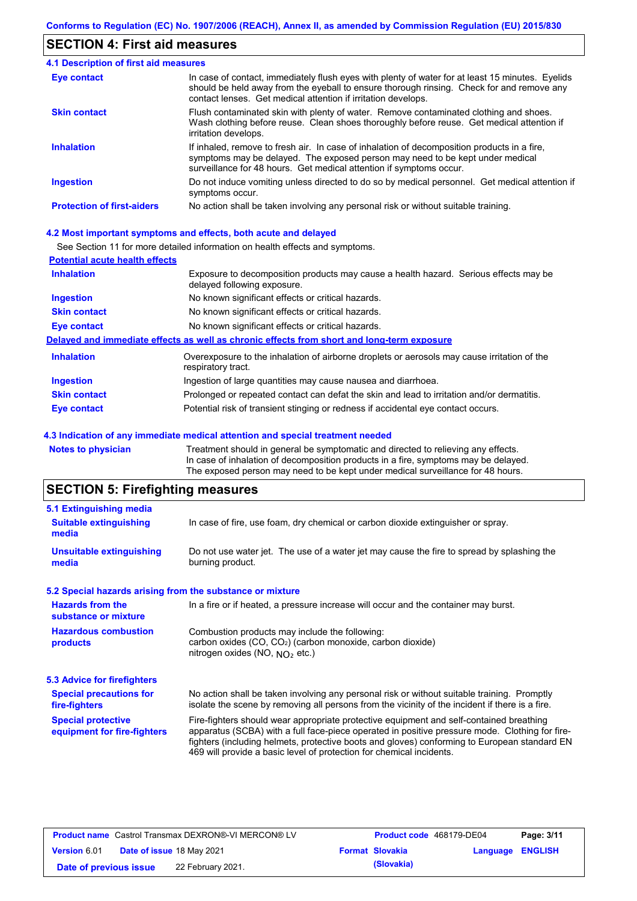## SECTION 4: First aid measures

### 4.1 Description of first aid measures

| | |
|---|---|
| **Eye contact** | In case of contact, immediately flush eyes with plenty of water for at least 15 minutes. Eyelids should be held away from the eyeball to ensure thorough rinsing. Check for and remove any contact lenses. Get medical attention if irritation develops. |
| **Skin contact** | Flush contaminated skin with plenty of water. Remove contaminated clothing and shoes. Wash clothing before reuse. Clean shoes thoroughly before reuse. Get medical attention if irritation develops. |
| **Inhalation** | If inhaled, remove to fresh air. In case of inhalation of decomposition products in a fire, symptoms may be delayed. The exposed person may need to be kept under medical surveillance for 48 hours. Get medical attention if symptoms occur. |
| **Ingestion** | Do not induce vomiting unless directed to do so by medical personnel. Get medical attention if symptoms occur. |
| **Protection of first-aiders** | No action shall be taken involving any personal risk or without suitable training. |

### 4.2 Most important symptoms and effects, both acute and delayed

See Section 11 for more detailed information on health effects and symptoms.

**Potential acute health effects**

| | |
|---|---|
| **Inhalation** | Exposure to decomposition products may cause a health hazard. Serious effects may be delayed following exposure. |
| **Ingestion** | No known significant effects or critical hazards. |
| **Skin contact** | No known significant effects or critical hazards. |
| **Eye contact** | No known significant effects or critical hazards. |

**Delayed and immediate effects as well as chronic effects from short and long-term exposure**

| | |
|---|---|
| **Inhalation** | Overexposure to the inhalation of airborne droplets or aerosols may cause irritation of the respiratory tract. |
| **Ingestion** | Ingestion of large quantities may cause nausea and diarrhoea. |
| **Skin contact** | Prolonged or repeated contact can defat the skin and lead to irritation and/or dermatitis. |
| **Eye contact** | Potential risk of transient stinging or redness if accidental eye contact occurs. |

### 4.3 Indication of any immediate medical attention and special treatment needed

| | |
|---|---|
| **Notes to physician** | Treatment should in general be symptomatic and directed to relieving any effects. In case of inhalation of decomposition products in a fire, symptoms may be delayed. The exposed person may need to be kept under medical surveillance for 48 hours. |

## SECTION 5: Firefighting measures

### 5.1 Extinguishing media

| | |
|---|---|
| **Suitable extinguishing media** | In case of fire, use foam, dry chemical or carbon dioxide extinguisher or spray. |
| **Unsuitable extinguishing media** | Do not use water jet. The use of a water jet may cause the fire to spread by splashing the burning product. |

### 5.2 Special hazards arising from the substance or mixture

| | |
|---|---|
| **Hazards from the substance or mixture** | In a fire or if heated, a pressure increase will occur and the container may burst. |
| **Hazardous combustion products** | Combustion products may include the following: carbon oxides (CO, $CO_2$) (carbon monoxide, carbon dioxide) nitrogen oxides (NO, $NO_2$ etc.) |

### 5.3 Advice for firefighters

| | |
|---|---|
| **Special precautions for fire-fighters** | No action shall be taken involving any personal risk or without suitable training. Promptly isolate the scene by removing all persons from the vicinity of the incident if there is a fire. |
| **Special protective equipment for fire-fighters** | Fire-fighters should wear appropriate protective equipment and self-contained breathing apparatus (SCBA) with a full face-piece operated in positive pressure mode. Clothing for fire-fighters (including helmets, protective boots and gloves) conforming to European standard EN 469 will provide a basic level of protection for chemical incidents. |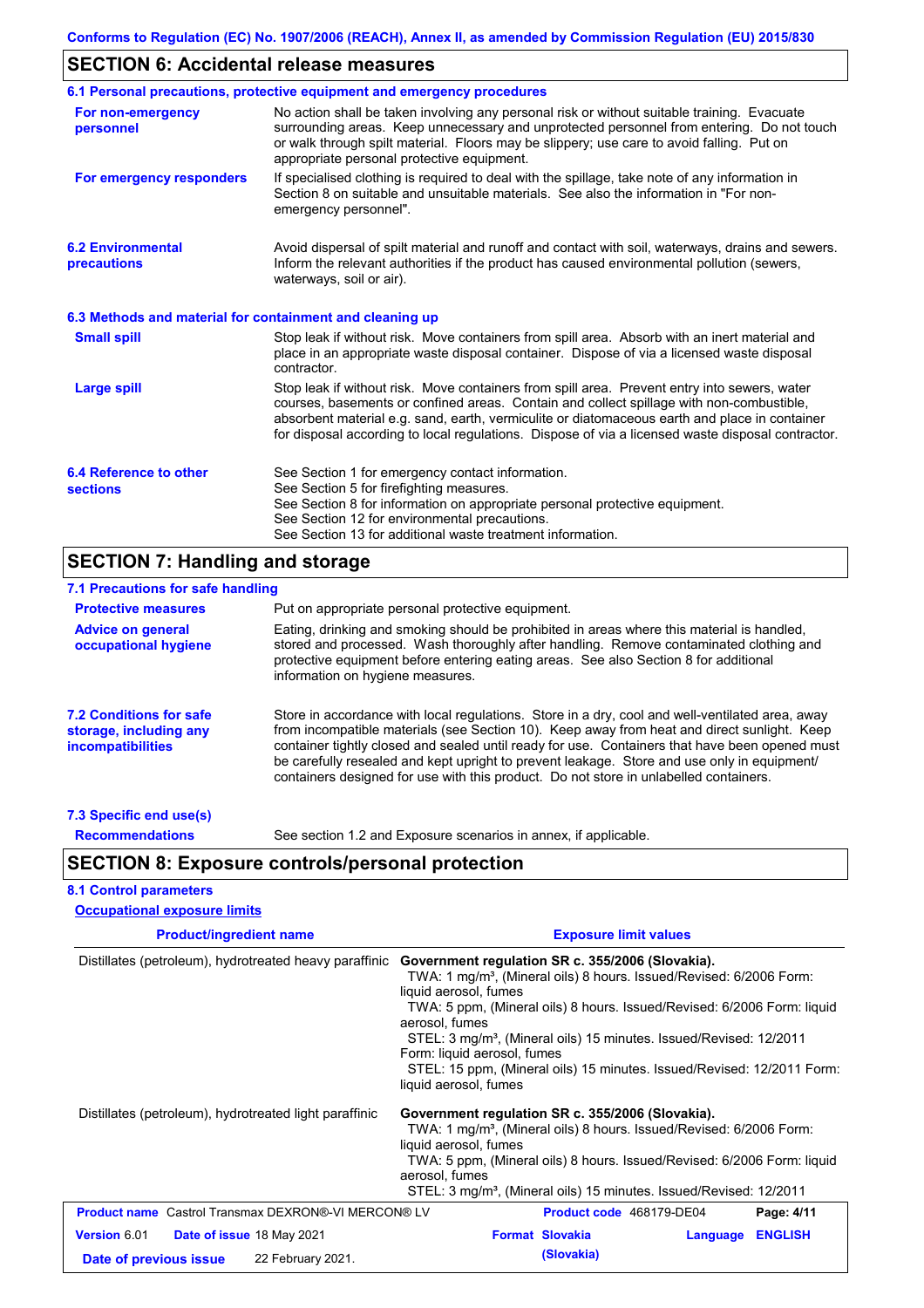## SECTION 6: Accidental release measures

### 6.1 Personal precautions, protective equipment and emergency procedures

**For non-emergency personnel**

No action shall be taken involving any personal risk or without suitable training. Evacuate surrounding areas. Keep unnecessary and unprotected personnel from entering. Do not touch or walk through spilt material. Floors may be slippery; use care to avoid falling. Put on appropriate personal protective equipment.

**For emergency responders**

If specialised clothing is required to deal with the spillage, take note of any information in Section 8 on suitable and unsuitable materials. See also the information in "For non-emergency personnel".

### 6.2 Environmental precautions

Avoid dispersal of spilt material and runoff and contact with soil, waterways, drains and sewers. Inform the relevant authorities if the product has caused environmental pollution (sewers, waterways, soil or air).

### 6.3 Methods and material for containment and cleaning up

**Small spill**

Stop leak if without risk. Move containers from spill area. Absorb with an inert material and place in an appropriate waste disposal container. Dispose of via a licensed waste disposal contractor.

**Large spill**

Stop leak if without risk. Move containers from spill area. Prevent entry into sewers, water courses, basements or confined areas. Contain and collect spillage with non-combustible, absorbent material e.g. sand, earth, vermiculite or diatomaceous earth and place in container for disposal according to local regulations. Dispose of via a licensed waste disposal contractor.

### 6.4 Reference to other sections

See Section 1 for emergency contact information.
See Section 5 for firefighting measures.
See Section 8 for information on appropriate personal protective equipment.
See Section 12 for environmental precautions.
See Section 13 for additional waste treatment information.

## SECTION 7: Handling and storage

### 7.1 Precautions for safe handling

**Protective measures**

Put on appropriate personal protective equipment.

**Advice on general occupational hygiene**

Eating, drinking and smoking should be prohibited in areas where this material is handled, stored and processed. Wash thoroughly after handling. Remove contaminated clothing and protective equipment before entering eating areas. See also Section 8 for additional information on hygiene measures.

### 7.2 Conditions for safe storage, including any incompatibilities

Store in accordance with local regulations. Store in a dry, cool and well-ventilated area, away from incompatible materials (see Section 10). Keep away from heat and direct sunlight. Keep container tightly closed and sealed until ready for use. Containers that have been opened must be carefully resealed and kept upright to prevent leakage. Store and use only in equipment/ containers designed for use with this product. Do not store in unlabelled containers.

### 7.3 Specific end use(s)

**Recommendations**

See section 1.2 and Exposure scenarios in annex, if applicable.

## SECTION 8: Exposure controls/personal protection

### 8.1 Control parameters

**Occupational exposure limits**

| Product/ingredient name | Exposure limit values |
|---|---|
| Distillates (petroleum), hydrotreated heavy paraffinic | **Government regulation SR c. 355/2006 (Slovakia).**<br>TWA: 1 mg/m³, (Mineral oils) 8 hours. Issued/Revised: 6/2006 Form: liquid aerosol, fumes<br>TWA: 5 ppm, (Mineral oils) 8 hours. Issued/Revised: 6/2006 Form: liquid aerosol, fumes<br>STEL: 3 mg/m³, (Mineral oils) 15 minutes. Issued/Revised: 12/2011 Form: liquid aerosol, fumes<br>STEL: 15 ppm, (Mineral oils) 15 minutes. Issued/Revised: 12/2011 Form: liquid aerosol, fumes |
| Distillates (petroleum), hydrotreated light paraffinic | **Government regulation SR c. 355/2006 (Slovakia).**<br>TWA: 1 mg/m³, (Mineral oils) 8 hours. Issued/Revised: 6/2006 Form: liquid aerosol, fumes<br>TWA: 5 ppm, (Mineral oils) 8 hours. Issued/Revised: 6/2006 Form: liquid aerosol, fumes<br>STEL: 3 mg/m³, (Mineral oils) 15 minutes. Issued/Revised: 12/2011 |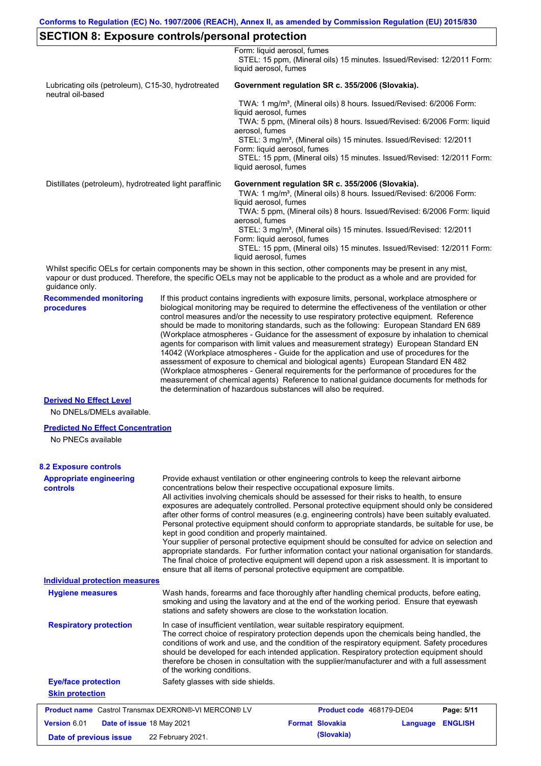## SECTION 8: Exposure controls/personal protection

| | |
|---|---|
| | Form: liquid aerosol, fumes<br>STEL: 15 ppm, (Mineral oils) 15 minutes. Issued/Revised: 12/2011 Form: liquid aerosol, fumes |
| Lubricating oils (petroleum), C15-30, hydrotreated neutral oil-based | **Government regulation SR c. 355/2006 (Slovakia).**<br>TWA: 1 mg/m³, (Mineral oils) 8 hours. Issued/Revised: 6/2006 Form: liquid aerosol, fumes<br>TWA: 5 ppm, (Mineral oils) 8 hours. Issued/Revised: 6/2006 Form: liquid aerosol, fumes<br>STEL: 3 mg/m³, (Mineral oils) 15 minutes. Issued/Revised: 12/2011 Form: liquid aerosol, fumes<br>STEL: 15 ppm, (Mineral oils) 15 minutes. Issued/Revised: 12/2011 Form: liquid aerosol, fumes |
| Distillates (petroleum), hydrotreated light paraffinic | **Government regulation SR c. 355/2006 (Slovakia).**<br>TWA: 1 mg/m³, (Mineral oils) 8 hours. Issued/Revised: 6/2006 Form: liquid aerosol, fumes<br>TWA: 5 ppm, (Mineral oils) 8 hours. Issued/Revised: 6/2006 Form: liquid aerosol, fumes<br>STEL: 3 mg/m³, (Mineral oils) 15 minutes. Issued/Revised: 12/2011 Form: liquid aerosol, fumes<br>STEL: 15 ppm, (Mineral oils) 15 minutes. Issued/Revised: 12/2011 Form: liquid aerosol, fumes |

Whilst specific OELs for certain components may be shown in this section, other components may be present in any mist, vapour or dust produced. Therefore, the specific OELs may not be applicable to the product as a whole and are provided for guidance only.

**Recommended monitoring procedures**

If this product contains ingredients with exposure limits, personal, workplace atmosphere or biological monitoring may be required to determine the effectiveness of the ventilation or other control measures and/or the necessity to use respiratory protective equipment. Reference should be made to monitoring standards, such as the following: European Standard EN 689 (Workplace atmospheres - Guidance for the assessment of exposure by inhalation to chemical agents for comparison with limit values and measurement strategy) European Standard EN 14042 (Workplace atmospheres - Guide for the application and use of procedures for the assessment of exposure to chemical and biological agents) European Standard EN 482 (Workplace atmospheres - General requirements for the performance of procedures for the measurement of chemical agents) Reference to national guidance documents for methods for the determination of hazardous substances will also be required.

**Derived No Effect Level**

No DNELs/DMELs available.

**Predicted No Effect Concentration**

No PNECs available

### 8.2 Exposure controls

**Appropriate engineering controls**

Provide exhaust ventilation or other engineering controls to keep the relevant airborne concentrations below their respective occupational exposure limits.
All activities involving chemicals should be assessed for their risks to health, to ensure exposures are adequately controlled. Personal protective equipment should only be considered after other forms of control measures (e.g. engineering controls) have been suitably evaluated. Personal protective equipment should conform to appropriate standards, be suitable for use, be kept in good condition and properly maintained.
Your supplier of personal protective equipment should be consulted for advice on selection and appropriate standards. For further information contact your national organisation for standards. The final choice of protective equipment will depend upon a risk assessment. It is important to ensure that all items of personal protective equipment are compatible.

**Individual protection measures**

**Hygiene measures**

Wash hands, forearms and face thoroughly after handling chemical products, before eating, smoking and using the lavatory and at the end of the working period. Ensure that eyewash stations and safety showers are close to the workstation location.

**Respiratory protection**

In case of insufficient ventilation, wear suitable respiratory equipment.
The correct choice of respiratory protection depends upon the chemicals being handled, the conditions of work and use, and the condition of the respiratory equipment. Safety procedures should be developed for each intended application. Respiratory protection equipment should therefore be chosen in consultation with the supplier/manufacturer and with a full assessment of the working conditions.

**Eye/face protection**

Safety glasses with side shields.

**Skin protection**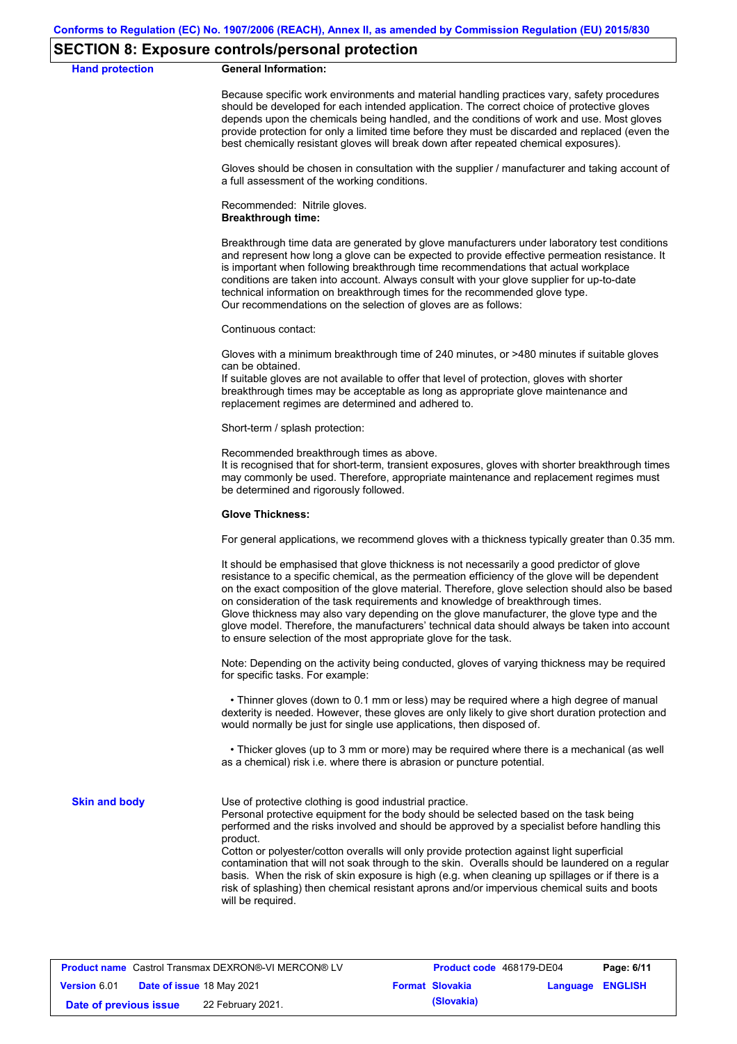## SECTION 8: Exposure controls/personal protection

**Hand protection**

**General Information:**

Because specific work environments and material handling practices vary, safety procedures should be developed for each intended application. The correct choice of protective gloves depends upon the chemicals being handled, and the conditions of work and use. Most gloves provide protection for only a limited time before they must be discarded and replaced (even the best chemically resistant gloves will break down after repeated chemical exposures).

Gloves should be chosen in consultation with the supplier / manufacturer and taking account of a full assessment of the working conditions.

Recommended: Nitrile gloves.
**Breakthrough time:**

Breakthrough time data are generated by glove manufacturers under laboratory test conditions and represent how long a glove can be expected to provide effective permeation resistance. It is important when following breakthrough time recommendations that actual workplace conditions are taken into account. Always consult with your glove supplier for up-to-date technical information on breakthrough times for the recommended glove type.
Our recommendations on the selection of gloves are as follows:

Continuous contact:

Gloves with a minimum breakthrough time of 240 minutes, or >480 minutes if suitable gloves can be obtained.
If suitable gloves are not available to offer that level of protection, gloves with shorter breakthrough times may be acceptable as long as appropriate glove maintenance and replacement regimes are determined and adhered to.

Short-term / splash protection:

Recommended breakthrough times as above.
It is recognised that for short-term, transient exposures, gloves with shorter breakthrough times may commonly be used. Therefore, appropriate maintenance and replacement regimes must be determined and rigorously followed.

**Glove Thickness:**

For general applications, we recommend gloves with a thickness typically greater than 0.35 mm.

It should be emphasised that glove thickness is not necessarily a good predictor of glove resistance to a specific chemical, as the permeation efficiency of the glove will be dependent on the exact composition of the glove material. Therefore, glove selection should also be based on consideration of the task requirements and knowledge of breakthrough times.
Glove thickness may also vary depending on the glove manufacturer, the glove type and the glove model. Therefore, the manufacturers' technical data should always be taken into account to ensure selection of the most appropriate glove for the task.

Note: Depending on the activity being conducted, gloves of varying thickness may be required for specific tasks. For example:

- Thinner gloves (down to 0.1 mm or less) may be required where a high degree of manual dexterity is needed. However, these gloves are only likely to give short duration protection and would normally be just for single use applications, then disposed of.

- Thicker gloves (up to 3 mm or more) may be required where there is a mechanical (as well as a chemical) risk i.e. where there is abrasion or puncture potential.

**Skin and body**

Use of protective clothing is good industrial practice.
Personal protective equipment for the body should be selected based on the task being performed and the risks involved and should be approved by a specialist before handling this product.
Cotton or polyester/cotton overalls will only provide protection against light superficial contamination that will not soak through to the skin. Overalls should be laundered on a regular basis. When the risk of skin exposure is high (e.g. when cleaning up spillages or if there is a risk of splashing) then chemical resistant aprons and/or impervious chemical suits and boots will be required.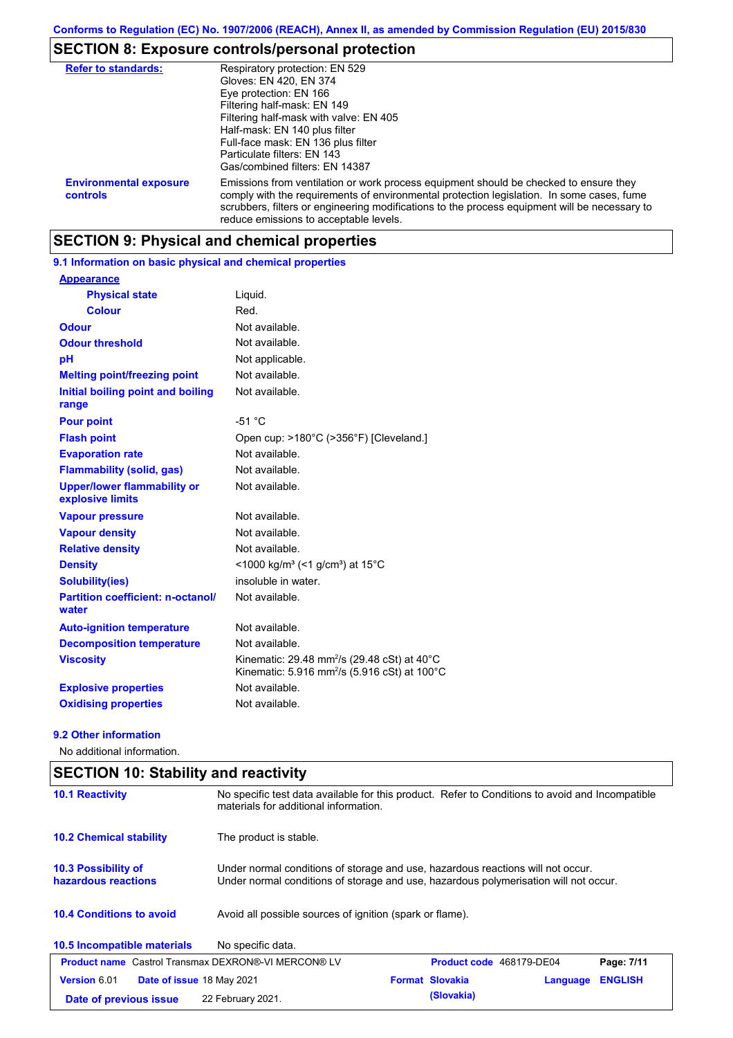## SECTION 8: Exposure controls/personal protection

| | |
|---|---|
| **Refer to standards:** | Respiratory protection: EN 529<br>Gloves: EN 420, EN 374<br>Eye protection: EN 166<br>Filtering half-mask: EN 149<br>Filtering half-mask with valve: EN 405<br>Half-mask: EN 140 plus filter<br>Full-face mask: EN 136 plus filter<br>Particulate filters: EN 143<br>Gas/combined filters: EN 14387 |
| **Environmental exposure controls** | Emissions from ventilation or work process equipment should be checked to ensure they comply with the requirements of environmental protection legislation. In some cases, fume scrubbers, filters or engineering modifications to the process equipment will be necessary to reduce emissions to acceptable levels. |

## SECTION 9: Physical and chemical properties

### 9.1 Information on basic physical and chemical properties

| | |
|---|---|
| **Appearance** | |
| **Physical state** | Liquid. |
| **Colour** | Red. |
| **Odour** | Not available. |
| **Odour threshold** | Not available. |
| **pH** | Not applicable. |
| **Melting point/freezing point** | Not available. |
| **Initial boiling point and boiling range** | Not available. |
| **Pour point** | -51 °C |
| **Flash point** | Open cup: >180°C (>356°F) [Cleveland.] |
| **Evaporation rate** | Not available. |
| **Flammability (solid, gas)** | Not available. |
| **Upper/lower flammability or explosive limits** | Not available. |
| **Vapour pressure** | Not available. |
| **Vapour density** | Not available. |
| **Relative density** | Not available. |
| **Density** | <1000 kg/m³ (<1 g/cm³) at 15°C |
| **Solubility(ies)** | insoluble in water. |
| **Partition coefficient: n-octanol/water** | Not available. |
| **Auto-ignition temperature** | Not available. |
| **Decomposition temperature** | Not available. |
| **Viscosity** | Kinematic: 29.48 mm²/s (29.48 cSt) at 40°C<br>Kinematic: 5.916 mm²/s (5.916 cSt) at 100°C |
| **Explosive properties** | Not available. |
| **Oxidising properties** | Not available. |

### 9.2 Other information

No additional information.

## SECTION 10: Stability and reactivity

| | |
|---|---|
| **10.1 Reactivity** | No specific test data available for this product. Refer to Conditions to avoid and Incompatible materials for additional information. |
| **10.2 Chemical stability** | The product is stable. |
| **10.3 Possibility of hazardous reactions** | Under normal conditions of storage and use, hazardous reactions will not occur.<br>Under normal conditions of storage and use, hazardous polymerisation will not occur. |
| **10.4 Conditions to avoid** | Avoid all possible sources of ignition (spark or flame). |
| **10.5 Incompatible materials** | No specific data. |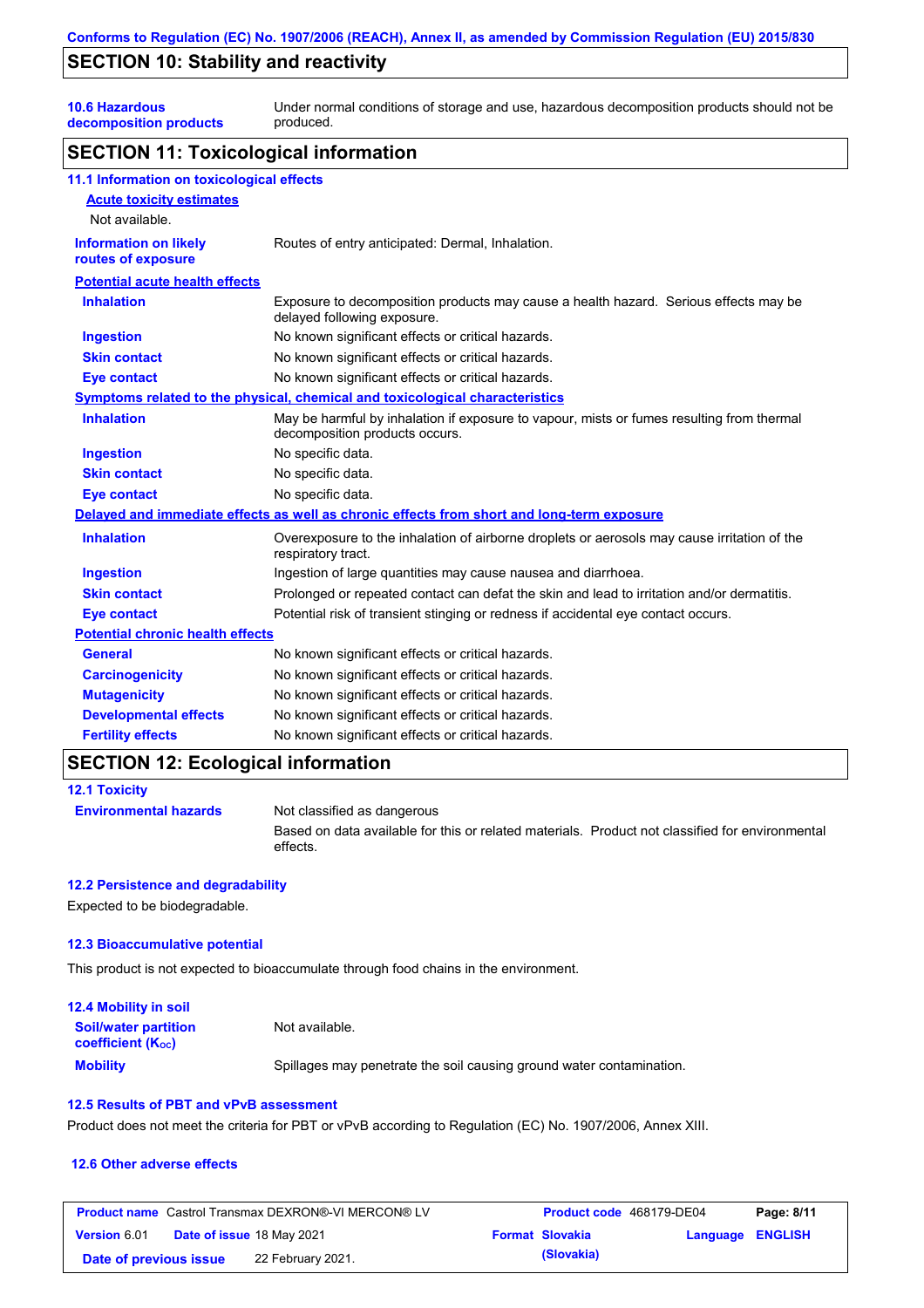## SECTION 10: Stability and reactivity

| | |
|---|---|
| **10.6 Hazardous decomposition products** | Under normal conditions of storage and use, hazardous decomposition products should not be produced. |

## SECTION 11: Toxicological information

### 11.1 Information on toxicological effects

**Acute toxicity estimates**

Not available.

| | |
|---|---|
| **Information on likely routes of exposure** | Routes of entry anticipated: Dermal, Inhalation. |

**Potential acute health effects**

| | |
|---|---|
| **Inhalation** | Exposure to decomposition products may cause a health hazard. Serious effects may be delayed following exposure. |
| **Ingestion** | No known significant effects or critical hazards. |
| **Skin contact** | No known significant effects or critical hazards. |
| **Eye contact** | No known significant effects or critical hazards. |

**Symptoms related to the physical, chemical and toxicological characteristics**

| | |
|---|---|
| **Inhalation** | May be harmful by inhalation if exposure to vapour, mists or fumes resulting from thermal decomposition products occurs. |
| **Ingestion** | No specific data. |
| **Skin contact** | No specific data. |
| **Eye contact** | No specific data. |

**Delayed and immediate effects as well as chronic effects from short and long-term exposure**

| | |
|---|---|
| **Inhalation** | Overexposure to the inhalation of airborne droplets or aerosols may cause irritation of the respiratory tract. |
| **Ingestion** | Ingestion of large quantities may cause nausea and diarrhoea. |
| **Skin contact** | Prolonged or repeated contact can defat the skin and lead to irritation and/or dermatitis. |
| **Eye contact** | Potential risk of transient stinging or redness if accidental eye contact occurs. |

**Potential chronic health effects**

| | |
|---|---|
| **General** | No known significant effects or critical hazards. |
| **Carcinogenicity** | No known significant effects or critical hazards. |
| **Mutagenicity** | No known significant effects or critical hazards. |
| **Developmental effects** | No known significant effects or critical hazards. |
| **Fertility effects** | No known significant effects or critical hazards. |

## SECTION 12: Ecological information

### 12.1 Toxicity

| | |
|---|---|
| **Environmental hazards** | Not classified as dangerous<br>Based on data available for this or related materials. Product not classified for environmental effects. |

### 12.2 Persistence and degradability

Expected to be biodegradable.

### 12.3 Bioaccumulative potential

This product is not expected to bioaccumulate through food chains in the environment.

### 12.4 Mobility in soil

| | |
|---|---|
| **Soil/water partition coefficient ($K_{OC}$)** | Not available. |
| **Mobility** | Spillages may penetrate the soil causing ground water contamination. |

### 12.5 Results of PBT and vPvB assessment

Product does not meet the criteria for PBT or vPvB according to Regulation (EC) No. 1907/2006, Annex XIII.

### 12.6 Other adverse effects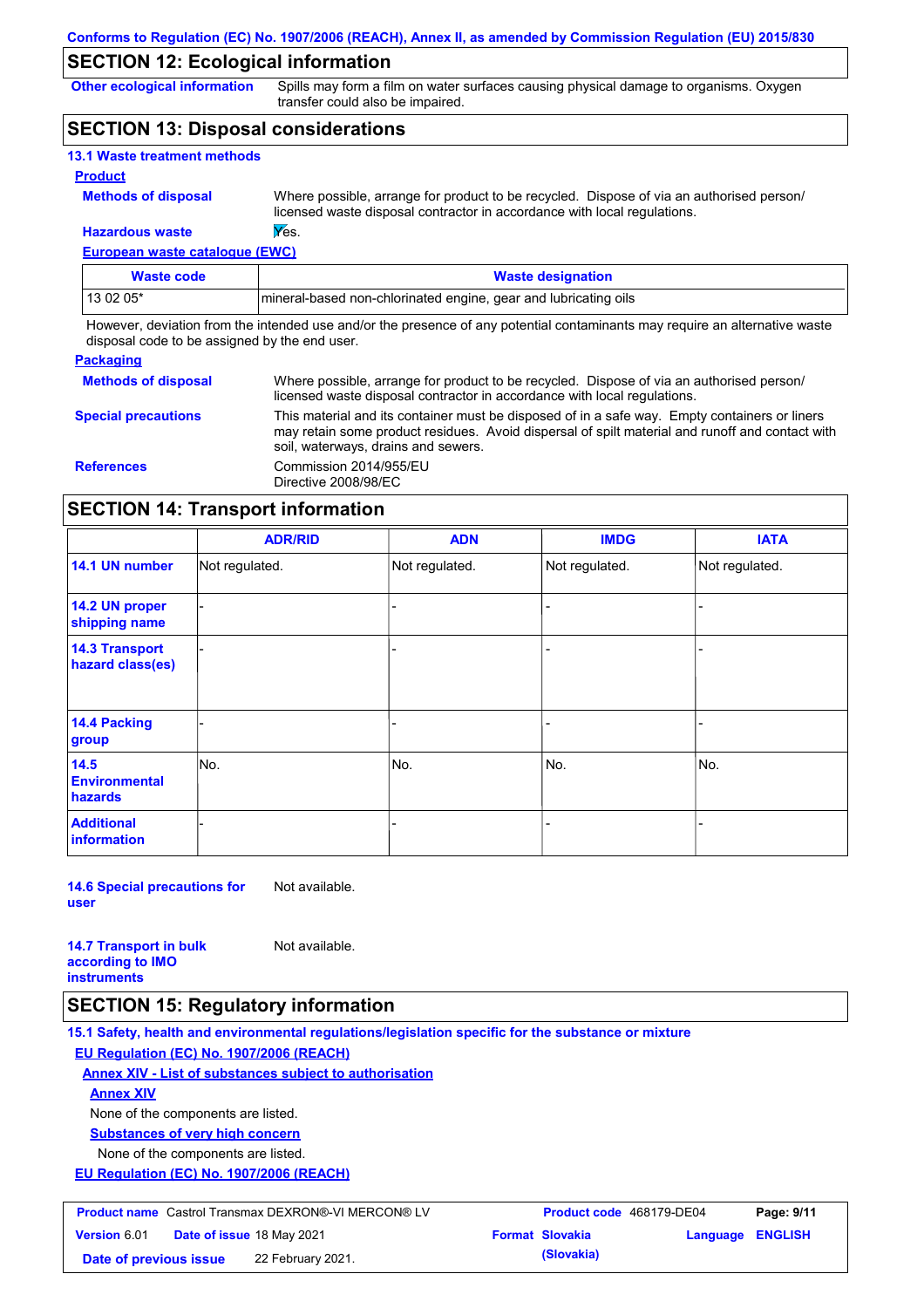## SECTION 12: Ecological information

**Other ecological information** Spills may form a film on water surfaces causing physical damage to organisms. Oxygen transfer could also be impaired.

## SECTION 13: Disposal considerations

### 13.1 Waste treatment methods

**Product**

**Methods of disposal** Where possible, arrange for product to be recycled. Dispose of via an authorised person/licensed waste disposal contractor in accordance with local regulations.

**Hazardous waste** Yes.

**European waste catalogue (EWC)**

| Waste code | Waste designation |
|---|---|
| 13 02 05* | mineral-based non-chlorinated engine, gear and lubricating oils |

However, deviation from the intended use and/or the presence of any potential contaminants may require an alternative waste disposal code to be assigned by the end user.

**Packaging**

**Methods of disposal** Where possible, arrange for product to be recycled. Dispose of via an authorised person/licensed waste disposal contractor in accordance with local regulations.

**Special precautions** This material and its container must be disposed of in a safe way. Empty containers or liners may retain some product residues. Avoid dispersal of spilt material and runoff and contact with soil, waterways, drains and sewers.

**References** Commission 2014/955/EU
Directive 2008/98/EC

## SECTION 14: Transport information

| | ADR/RID | ADN | IMDG | IATA |
|---|---|---|---|---|
| 14.1 UN number | Not regulated. | Not regulated. | Not regulated. | Not regulated. |
| 14.2 UN proper shipping name | - | - | - | - |
| 14.3 Transport hazard class(es) | - | - | - | - |
| 14.4 Packing group | - | - | - | - |
| 14.5 Environmental hazards | No. | No. | No. | No. |
| Additional information | - | - | - | - |

**14.6 Special precautions for user** Not available.

**14.7 Transport in bulk according to IMO instruments** Not available.

## SECTION 15: Regulatory information

### 15.1 Safety, health and environmental regulations/legislation specific for the substance or mixture

**EU Regulation (EC) No. 1907/2006 (REACH)**

**Annex XIV - List of substances subject to authorisation**

**Annex XIV**

None of the components are listed.

**Substances of very high concern**

None of the components are listed.

**EU Regulation (EC) No. 1907/2006 (REACH)**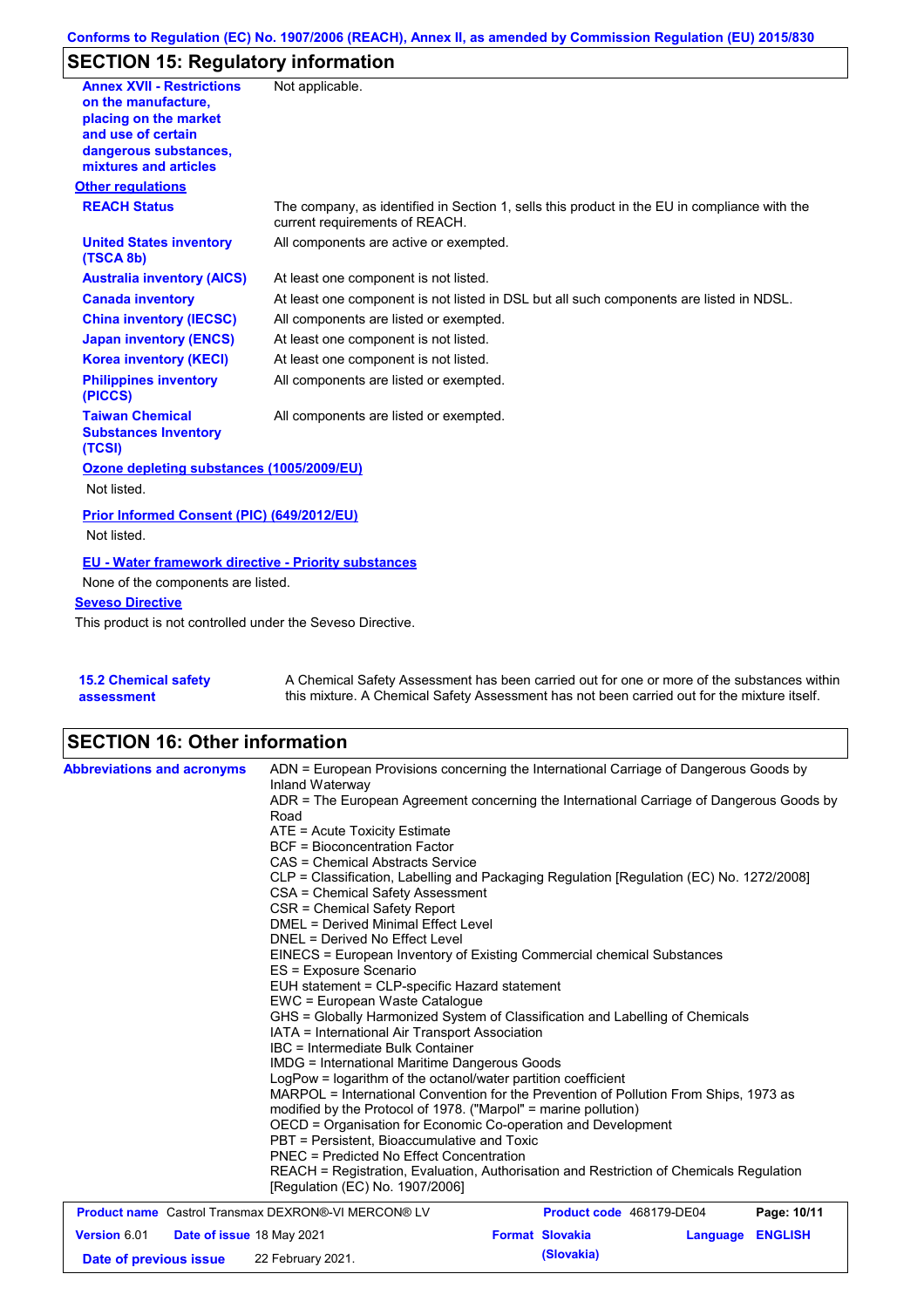## SECTION 15: Regulatory information

| | |
|---|---|
| **Annex XVII - Restrictions on the manufacture, placing on the market and use of certain dangerous substances, mixtures and articles** | Not applicable. |

**Other regulations**

| | |
|---|---|
| **REACH Status** | The company, as identified in Section 1, sells this product in the EU in compliance with the current requirements of REACH. |
| **United States inventory (TSCA 8b)** | All components are active or exempted. |
| **Australia inventory (AICS)** | At least one component is not listed. |
| **Canada inventory** | At least one component is not listed in DSL but all such components are listed in NDSL. |
| **China inventory (IECSC)** | All components are listed or exempted. |
| **Japan inventory (ENCS)** | At least one component is not listed. |
| **Korea inventory (KECI)** | At least one component is not listed. |
| **Philippines inventory (PICCS)** | All components are listed or exempted. |
| **Taiwan Chemical Substances Inventory (TCSI)** | All components are listed or exempted. |

**Ozone depleting substances (1005/2009/EU)**

Not listed.

**Prior Informed Consent (PIC) (649/2012/EU)**

Not listed.

**EU - Water framework directive - Priority substances**

None of the components are listed.

**Seveso Directive**

This product is not controlled under the Seveso Directive.

| | |
|---|---|
| **15.2 Chemical safety assessment** | A Chemical Safety Assessment has been carried out for one or more of the substances within this mixture. A Chemical Safety Assessment has not been carried out for the mixture itself. |

## SECTION 16: Other information

**Abbreviations and acronyms**

ADN = European Provisions concerning the International Carriage of Dangerous Goods by Inland Waterway
ADR = The European Agreement concerning the International Carriage of Dangerous Goods by Road
ATE = Acute Toxicity Estimate
BCF = Bioconcentration Factor
CAS = Chemical Abstracts Service
CLP = Classification, Labelling and Packaging Regulation [Regulation (EC) No. 1272/2008]
CSA = Chemical Safety Assessment
CSR = Chemical Safety Report
DMEL = Derived Minimal Effect Level
DNEL = Derived No Effect Level
EINECS = European Inventory of Existing Commercial chemical Substances
ES = Exposure Scenario
EUH statement = CLP-specific Hazard statement
EWC = European Waste Catalogue
GHS = Globally Harmonized System of Classification and Labelling of Chemicals
IATA = International Air Transport Association
IBC = Intermediate Bulk Container
IMDG = International Maritime Dangerous Goods
LogPow = logarithm of the octanol/water partition coefficient
MARPOL = International Convention for the Prevention of Pollution From Ships, 1973 as modified by the Protocol of 1978. ("Marpol" = marine pollution)
OECD = Organisation for Economic Co-operation and Development
PBT = Persistent, Bioaccumulative and Toxic
PNEC = Predicted No Effect Concentration
REACH = Registration, Evaluation, Authorisation and Restriction of Chemicals Regulation [Regulation (EC) No. 1907/2006]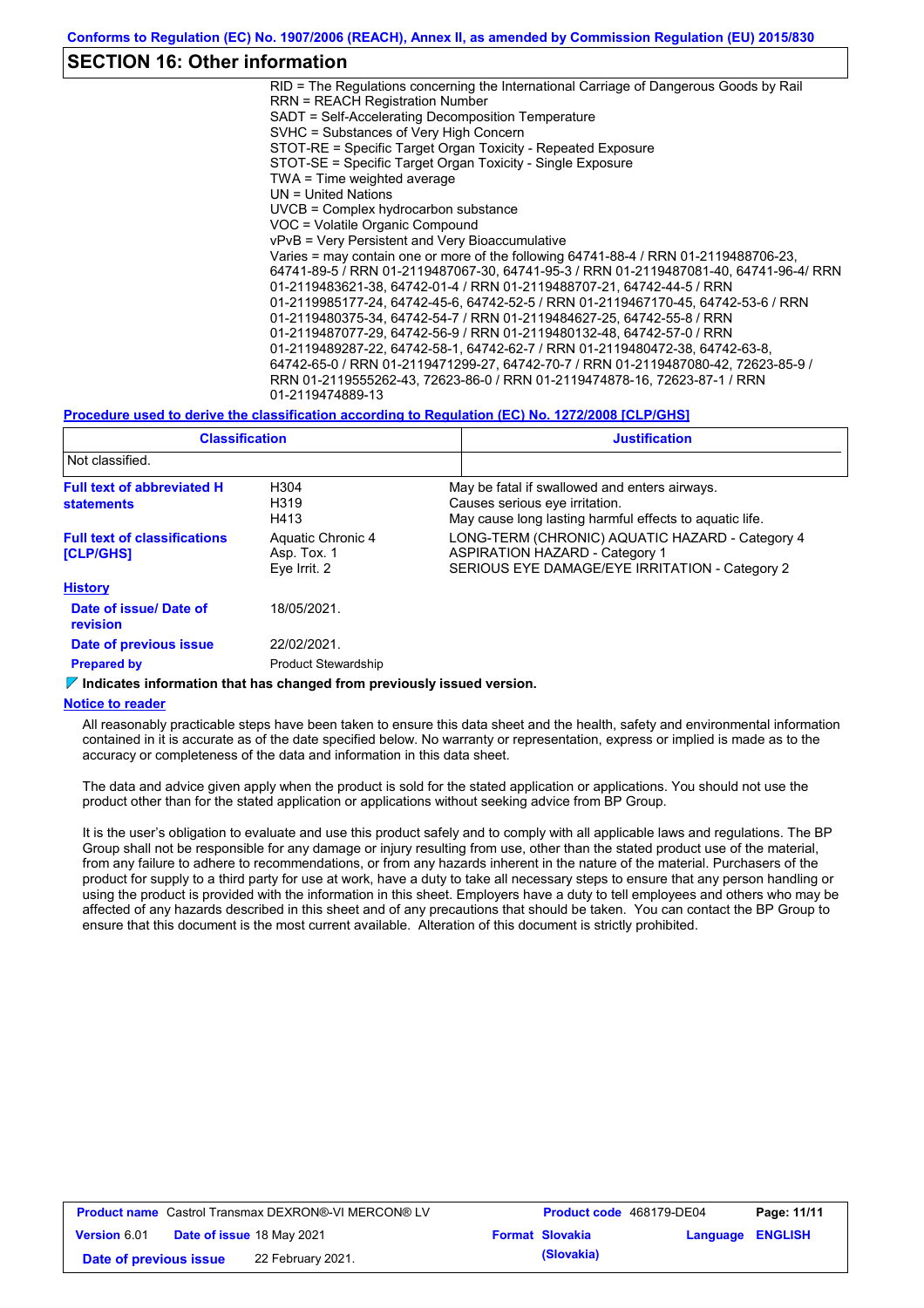## SECTION 16: Other information

RID = The Regulations concerning the International Carriage of Dangerous Goods by Rail
RRN = REACH Registration Number
SADT = Self-Accelerating Decomposition Temperature
SVHC = Substances of Very High Concern
STOT-RE = Specific Target Organ Toxicity - Repeated Exposure
STOT-SE = Specific Target Organ Toxicity - Single Exposure
TWA = Time weighted average
UN = United Nations
UVCB = Complex hydrocarbon substance
VOC = Volatile Organic Compound
vPvB = Very Persistent and Very Bioaccumulative
Varies = may contain one or more of the following 64741-88-4 / RRN 01-2119488706-23, 64741-89-5 / RRN 01-2119487067-30, 64741-95-3 / RRN 01-2119487081-40, 64741-96-4/ RRN 01-2119483621-38, 64742-01-4 / RRN 01-2119488707-21, 64742-44-5 / RRN 01-2119985177-24, 64742-45-6, 64742-52-5 / RRN 01-2119467170-45, 64742-53-6 / RRN 01-2119480375-34, 64742-54-7 / RRN 01-2119484627-25, 64742-55-8 / RRN 01-2119487077-29, 64742-56-9 / RRN 01-2119480132-48, 64742-57-0 / RRN 01-2119489287-22, 64742-58-1, 64742-62-7 / RRN 01-2119480472-38, 64742-63-8, 64742-65-0 / RRN 01-2119471299-27, 64742-70-7 / RRN 01-2119487080-42, 72623-85-9 / RRN 01-2119555262-43, 72623-86-0 / RRN 01-2119474878-16, 72623-87-1 / RRN 01-2119474889-13

**Procedure used to derive the classification according to Regulation (EC) No. 1272/2008 [CLP/GHS]**

| Classification | Justification |
|---|---|
| Not classified. | |

**Full text of abbreviated H statements**

| | | |
|---|---|---|
| H304 | May be fatal if swallowed and enters airways. |
| H319 | Causes serious eye irritation. |
| H413 | May cause long lasting harmful effects to aquatic life. |

**Full text of classifications [CLP/GHS]**

| | |
|---|---|
| Aquatic Chronic 4 | LONG-TERM (CHRONIC) AQUATIC HAZARD - Category 4 |
| Asp. Tox. 1 | ASPIRATION HAZARD - Category 1 |
| Eye Irrit. 2 | SERIOUS EYE DAMAGE/EYE IRRITATION - Category 2 |

**History**

**Date of issue/ Date of revision**: 18/05/2021.

**Date of previous issue**: 22/02/2021.

**Prepared by**: Product Stewardship

**Indicates information that has changed from previously issued version.**

**Notice to reader**

All reasonably practicable steps have been taken to ensure this data sheet and the health, safety and environmental information contained in it is accurate as of the date specified below. No warranty or representation, express or implied is made as to the accuracy or completeness of the data and information in this data sheet.

The data and advice given apply when the product is sold for the stated application or applications. You should not use the product other than for the stated application or applications without seeking advice from BP Group.

It is the user's obligation to evaluate and use this product safely and to comply with all applicable laws and regulations. The BP Group shall not be responsible for any damage or injury resulting from use, other than the stated product use of the material, from any failure to adhere to recommendations, or from any hazards inherent in the nature of the material. Purchasers of the product for supply to a third party for use at work, have a duty to take all necessary steps to ensure that any person handling or using the product is provided with the information in this sheet. Employers have a duty to tell employees and others who may be affected of any hazards described in this sheet and of any precautions that should be taken. You can contact the BP Group to ensure that this document is the most current available. Alteration of this document is strictly prohibited.